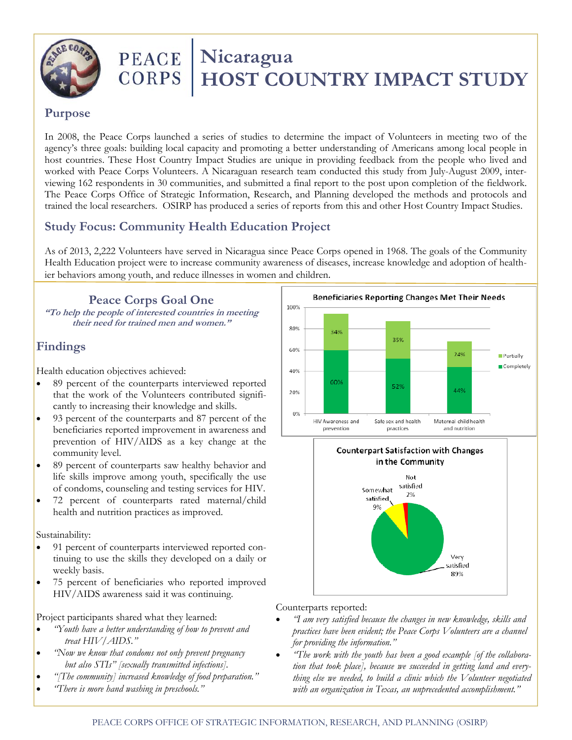# Peace Corps Nicaragua HOST COUNTRY IMPACT STUDY

## Purpose

In 2008, the Peace Corps launched a series of studies to determine the impact of Volunteers in meeting two of the agency's three goals: building local capacity and promoting a better understanding of Americans among local people in host countries. These Host Country Impact Studies are unique in providing feedback from the people who lived and worked with Peace Corps Volunteers. A Nicaraguan research team conducted this study from July-August 2009, interviewing 162 respondents in 30 communities, and submitted a final report to the post upon completion of the fieldwork. The Peace Corps Office of Strategic Information, Research, and Planning developed the methods and protocols and trained the local researchers. OSIRP has produced a series of reports from this and other Host Country Impact Studies.

## Study Focus: Community Health Education Project

As of 2013, 2,222 Volunteers have served in Nicaragua since Peace Corps opened in 1968. The goals of the Community Health Education project were to increase community awareness of diseases, increase knowledge and adoption of healthier behaviors among youth, and reduce illnesses in women and children.

### Peace Corps Goal One

***"To help the people of interested countries in meeting their need for trained men and women."***

## Findings

Health education objectives achieved:

- 89 percent of the counterparts interviewed reported that the work of the Volunteers contributed significantly to increasing their knowledge and skills.
- 93 percent of the counterparts and 87 percent of the beneficiaries reported improvement in awareness and prevention of HIV/AIDS as a key change at the community level.
- 89 percent of counterparts saw healthy behavior and life skills improve among youth, specifically the use of condoms, counseling and testing services for HIV.
- 72 percent of counterparts rated maternal/child health and nutrition practices as improved.

Sustainability:

- 91 percent of counterparts interviewed reported continuing to use the skills they developed on a daily or weekly basis.
- 75 percent of beneficiaries who reported improved HIV/AIDS awareness said it was continuing.

Project participants shared what they learned:

- *"Youth have a better understanding of how to prevent and treat HIV/AIDS."*
- *"Now we know that condoms not only prevent pregnancy but also STIs" [sexually transmitted infections].*
- *"[The community] increased knowledge of food preparation."*
- *"There is more hand washing in preschools."*

**Beneficiaries Reporting Changes Met Their Needs**

| | HIV Awareness and prevention | Safe sex and health practices | Maternal child health and nutrition |
|---|---|---|---|
| Completely | 60% | 52% | 44% |
| Partially | 34% | 35% | 24% |

**Counterpart Satisfaction with Changes in the Community**

| Response | Percent |
|---|---|
| Very satisfied | 89% |
| Somewhat satisfied | 9% |
| Not satisfied | 2% |

Counterparts reported:

- *"I am very satisfied because the changes in new knowledge, skills and practices have been evident; the Peace Corps Volunteers are a channel for providing the information."*
- *"The work with the youth has been a good example [of the collaboration that took place], because we succeeded in getting land and everything else we needed, to build a clinic which the Volunteer negotiated with an organization in Texas, an unprecedented accomplishment."*

PEACE CORPS OFFICE OF STRATEGIC INFORMATION, RESEARCH, AND PLANNING (OSIRP)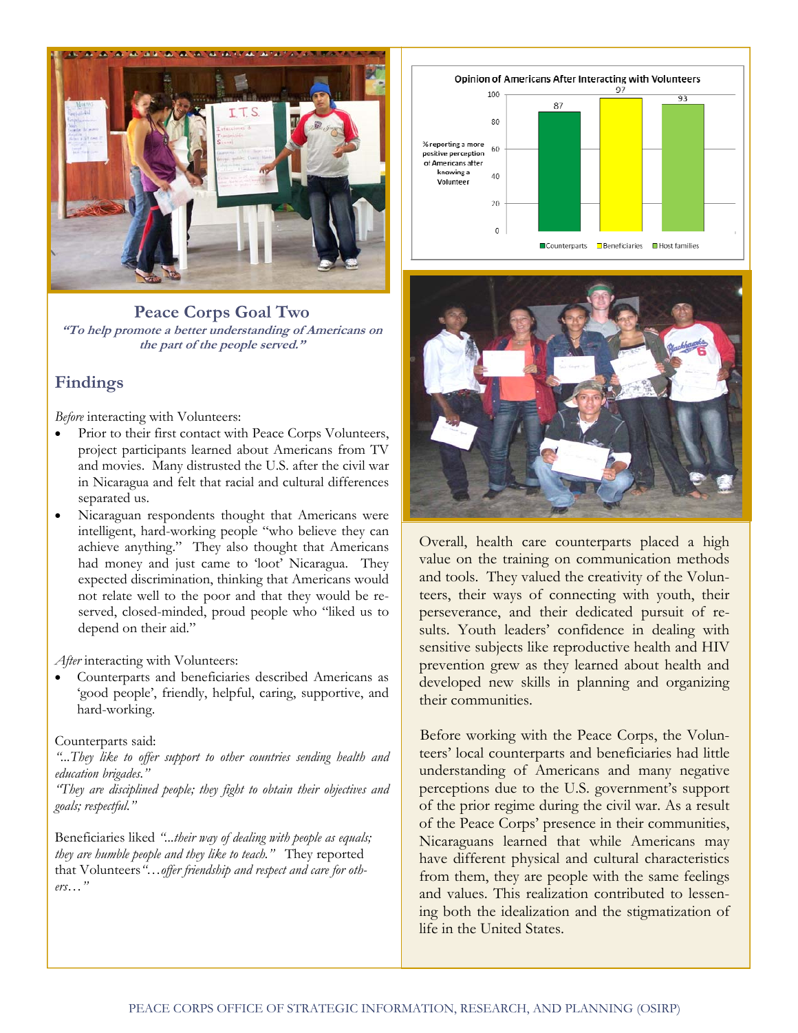## Peace Corps Goal Two

***"To help promote a better understanding of Americans on the part of the people served."***

## Findings

*Before* interacting with Volunteers:

- Prior to their first contact with Peace Corps Volunteers, project participants learned about Americans from TV and movies. Many distrusted the U.S. after the civil war in Nicaragua and felt that racial and cultural differences separated us.
- Nicaraguan respondents thought that Americans were intelligent, hard-working people "who believe they can achieve anything." They also thought that Americans had money and just came to 'loot' Nicaragua. They expected discrimination, thinking that Americans would not relate well to the poor and that they would be reserved, closed-minded, proud people who "liked us to depend on their aid."

*After* interacting with Volunteers:

- Counterparts and beneficiaries described Americans as 'good people', friendly, helpful, caring, supportive, and hard-working.

Counterparts said:

*"...They like to offer support to other countries sending health and education brigades."*

*"They are disciplined people; they fight to obtain their objectives and goals; respectful."*

Beneficiaries liked *"...their way of dealing with people as equals; they are humble people and they like to teach."* They reported that Volunteers *"…offer friendship and respect and care for others…"*

Opinion of Americans After Interacting with Volunteers

% reporting a more positive perception of Americans after knowing a Volunteer

100
80
60
40
20
0

87
97
93

Counterparts
Beneficiaries
Host families

Overall, health care counterparts placed a high value on the training on communication methods and tools. They valued the creativity of the Volunteers, their ways of connecting with youth, their perseverance, and their dedicated pursuit of results. Youth leaders' confidence in dealing with sensitive subjects like reproductive health and HIV prevention grew as they learned about health and developed new skills in planning and organizing their communities.

Before working with the Peace Corps, the Volunteers' local counterparts and beneficiaries had little understanding of Americans and many negative perceptions due to the U.S. government's support of the prior regime during the civil war. As a result of the Peace Corps' presence in their communities, Nicaraguans learned that while Americans may have different physical and cultural characteristics from them, they are people with the same feelings and values. This realization contributed to lessening both the idealization and the stigmatization of life in the United States.